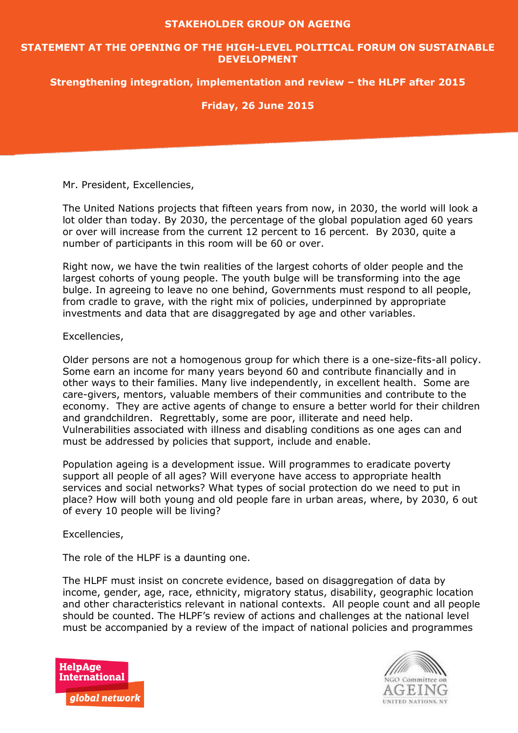# STAKEHOLDER GROUP ON AGEING

## STATEMENT AT THE OPENING OF THE HIGH-LEVEL POLITICAL FORUM ON SUSTAINABLE DEVELOPMENT

### Strengthening integration, implementation and review – the HLPF after 2015

**Friday, 26 June 2015**

Mr. President, Excellencies,

The United Nations projects that fifteen years from now, in 2030, the world will look a lot older than today. By 2030, the percentage of the global population aged 60 years or over will increase from the current 12 percent to 16 percent. By 2030, quite a number of participants in this room will be 60 or over.

Right now, we have the twin realities of the largest cohorts of older people and the largest cohorts of young people. The youth bulge will be transforming into the age bulge. In agreeing to leave no one behind, Governments must respond to all people, from cradle to grave, with the right mix of policies, underpinned by appropriate investments and data that are disaggregated by age and other variables.

Excellencies,

Older persons are not a homogenous group for which there is a one-size-fits-all policy. Some earn an income for many years beyond 60 and contribute financially and in other ways to their families. Many live independently, in excellent health. Some are care-givers, mentors, valuable members of their communities and contribute to the economy. They are active agents of change to ensure a better world for their children and grandchildren. Regrettably, some are poor, illiterate and need help. Vulnerabilities associated with illness and disabling conditions as one ages can and must be addressed by policies that support, include and enable.

Population ageing is a development issue. Will programmes to eradicate poverty support all people of all ages? Will everyone have access to appropriate health services and social networks? What types of social protection do we need to put in place? How will both young and old people fare in urban areas, where, by 2030, 6 out of every 10 people will be living?

Excellencies,

The role of the HLPF is a daunting one.

The HLPF must insist on concrete evidence, based on disaggregation of data by income, gender, age, race, ethnicity, migratory status, disability, geographic location and other characteristics relevant in national contexts. All people count and all people should be counted. The HLPF's review of actions and challenges at the national level must be accompanied by a review of the impact of national policies and programmes

HelpAge International global network

NGO Committee on AGEING UNITED NATIONS, NY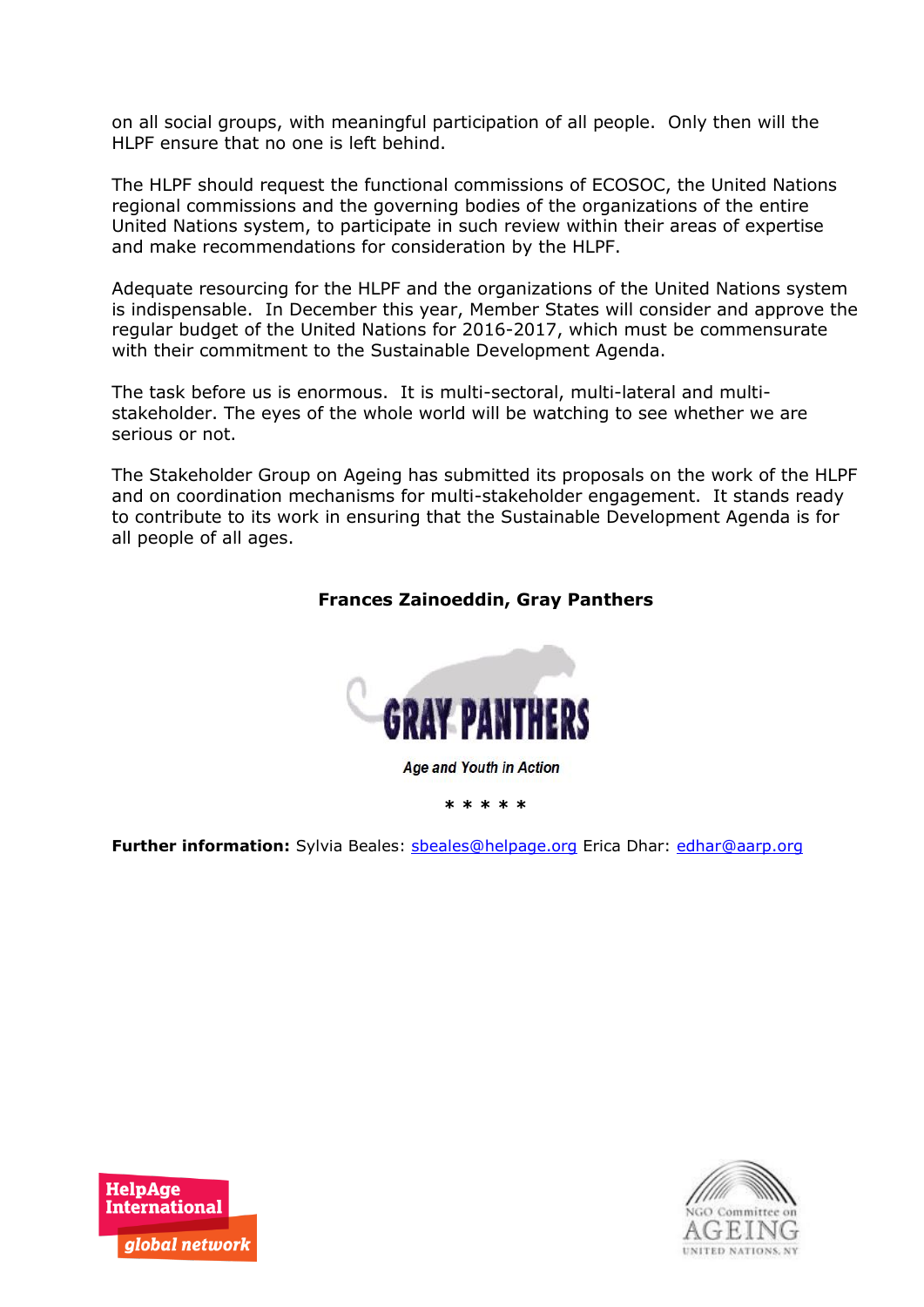on all social groups, with meaningful participation of all people. Only then will the HLPF ensure that no one is left behind.

The HLPF should request the functional commissions of ECOSOC, the United Nations regional commissions and the governing bodies of the organizations of the entire United Nations system, to participate in such review within their areas of expertise and make recommendations for consideration by the HLPF.

Adequate resourcing for the HLPF and the organizations of the United Nations system is indispensable. In December this year, Member States will consider and approve the regular budget of the United Nations for 2016-2017, which must be commensurate with their commitment to the Sustainable Development Agenda.

The task before us is enormous. It is multi-sectoral, multi-lateral and multi-stakeholder. The eyes of the whole world will be watching to see whether we are serious or not.

The Stakeholder Group on Ageing has submitted its proposals on the work of the HLPF and on coordination mechanisms for multi-stakeholder engagement. It stands ready to contribute to its work in ensuring that the Sustainable Development Agenda is for all people of all ages.

**Frances Zainoeddin, Gray Panthers**

GRAY PANTHERS

*Age and Youth in Action*

* * * * *

**Further information:** Sylvia Beales: sbeales@helpage.org Erica Dhar: edhar@aarp.org

HelpAge International global network

NGO Committee on AGEING UNITED NATIONS, NY